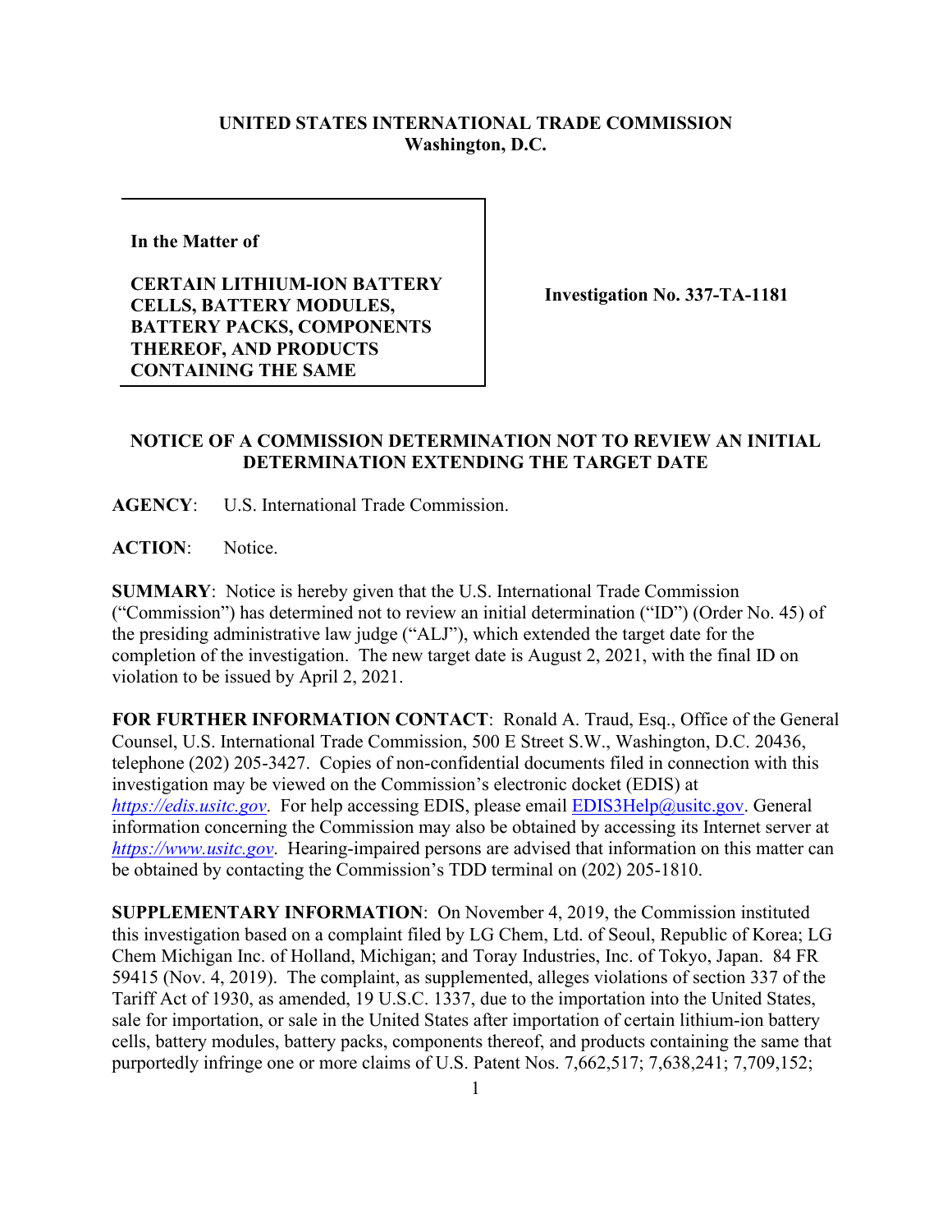**UNITED STATES INTERNATIONAL TRADE COMMISSION**
**Washington, D.C.**

| **In the Matter of**<br><br>**CERTAIN LITHIUM-ION BATTERY CELLS, BATTERY MODULES, BATTERY PACKS, COMPONENTS THEREOF, AND PRODUCTS CONTAINING THE SAME** | **Investigation No. 337-TA-1181** |
|---|---|

**NOTICE OF A COMMISSION DETERMINATION NOT TO REVIEW AN INITIAL DETERMINATION EXTENDING THE TARGET DATE**

**AGENCY**: U.S. International Trade Commission.

**ACTION**: Notice.

**SUMMARY**: Notice is hereby given that the U.S. International Trade Commission ("Commission") has determined not to review an initial determination ("ID") (Order No. 45) of the presiding administrative law judge ("ALJ"), which extended the target date for the completion of the investigation. The new target date is August 2, 2021, with the final ID on violation to be issued by April 2, 2021.

**FOR FURTHER INFORMATION CONTACT**: Ronald A. Traud, Esq., Office of the General Counsel, U.S. International Trade Commission, 500 E Street S.W., Washington, D.C. 20436, telephone (202) 205-3427. Copies of non-confidential documents filed in connection with this investigation may be viewed on the Commission's electronic docket (EDIS) at *https://edis.usitc.gov*. For help accessing EDIS, please email EDIS3Help@usitc.gov. General information concerning the Commission may also be obtained by accessing its Internet server at *https://www.usitc.gov*. Hearing-impaired persons are advised that information on this matter can be obtained by contacting the Commission's TDD terminal on (202) 205-1810.

**SUPPLEMENTARY INFORMATION**: On November 4, 2019, the Commission instituted this investigation based on a complaint filed by LG Chem, Ltd. of Seoul, Republic of Korea; LG Chem Michigan Inc. of Holland, Michigan; and Toray Industries, Inc. of Tokyo, Japan. 84 FR 59415 (Nov. 4, 2019). The complaint, as supplemented, alleges violations of section 337 of the Tariff Act of 1930, as amended, 19 U.S.C. 1337, due to the importation into the United States, sale for importation, or sale in the United States after importation of certain lithium-ion battery cells, battery modules, battery packs, components thereof, and products containing the same that purportedly infringe one or more claims of U.S. Patent Nos. 7,662,517; 7,638,241; 7,709,152;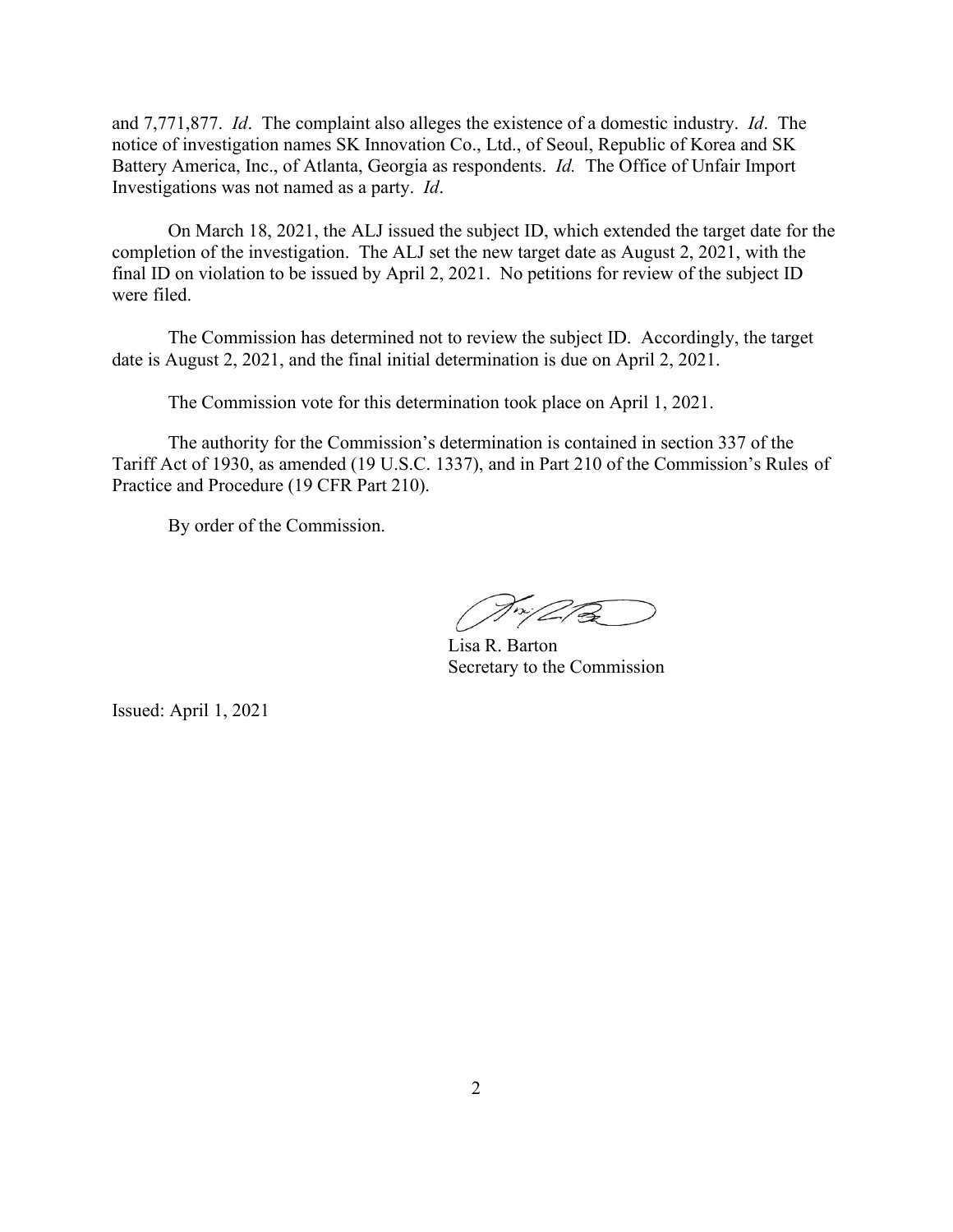and 7,771,877. *Id*. The complaint also alleges the existence of a domestic industry. *Id*. The notice of investigation names SK Innovation Co., Ltd., of Seoul, Republic of Korea and SK Battery America, Inc., of Atlanta, Georgia as respondents. *Id.* The Office of Unfair Import Investigations was not named as a party. *Id*.

On March 18, 2021, the ALJ issued the subject ID, which extended the target date for the completion of the investigation. The ALJ set the new target date as August 2, 2021, with the final ID on violation to be issued by April 2, 2021. No petitions for review of the subject ID were filed.

The Commission has determined not to review the subject ID. Accordingly, the target date is August 2, 2021, and the final initial determination is due on April 2, 2021.

The Commission vote for this determination took place on April 1, 2021.

The authority for the Commission's determination is contained in section 337 of the Tariff Act of 1930, as amended (19 U.S.C. 1337), and in Part 210 of the Commission's Rules of Practice and Procedure (19 CFR Part 210).

By order of the Commission.

Lisa R. Barton
Secretary to the Commission

Issued: April 1, 2021